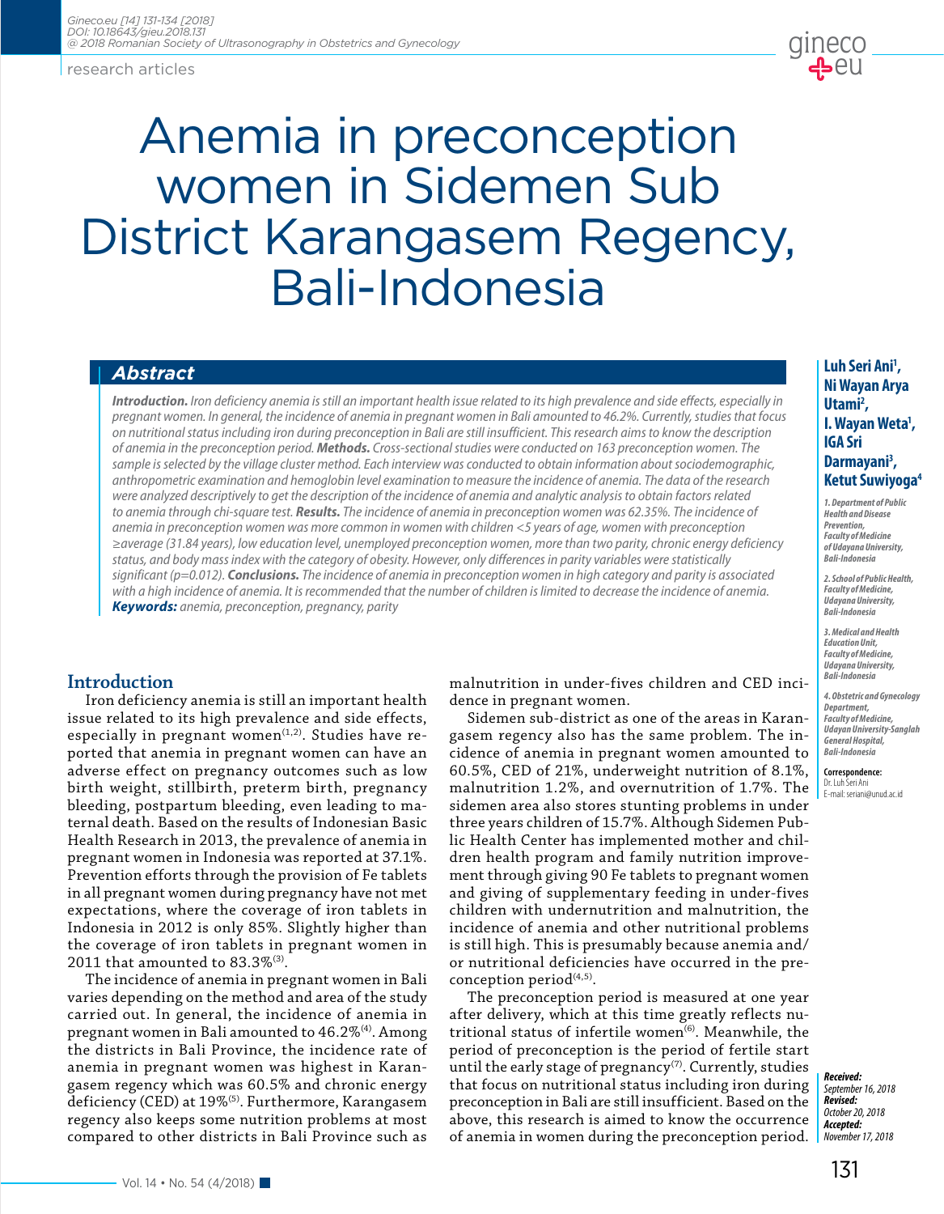research articles

# Anemia in preconception women in Sidemen Sub District Karangasem Regency, Bali-Indonesia

**Luh Seri Ani[1], Ni Wayan Arya Utami[2], I. Wayan Weta[1], IGA Sri Darmayani[3], Ketut Suwiyoga[4]**

*1. Department of Public Health and Disease Prevention, Faculty of Medicine of Udayana University, Bali-Indonesia*

*2. School of Public Health, Faculty of Medicine, Udayana University, Bali-Indonesia*

*3. Medical and Health Education Unit, Faculty of Medicine, Udayana University, Bali-Indonesia*

*4. Obstetric and Gynecology Department, Faculty of Medicine, Udayan University-Sanglah General Hospital, Bali-Indonesia*

**Correspondence:**
Dr. Luh Seri Ani
E-mail: seriani@unud.ac.id

## *Abstract*

***Introduction.*** *Iron deficiency anemia is still an important health issue related to its high prevalence and side effects, especially in pregnant women. In general, the incidence of anemia in pregnant women in Bali amounted to 46.2%. Currently, studies that focus on nutritional status including iron during preconception in Bali are still insufficient. This research aims to know the description of anemia in the preconception period.* ***Methods.*** *Cross-sectional studies were conducted on 163 preconception women. The sample is selected by the village cluster method. Each interview was conducted to obtain information about sociodemographic, anthropometric examination and hemoglobin level examination to measure the incidence of anemia. The data of the research were analyzed descriptively to get the description of the incidence of anemia and analytic analysis to obtain factors related to anemia through chi-square test.* ***Results.*** *The incidence of anemia in preconception women was 62.35%. The incidence of anemia in preconception women was more common in women with children <5 years of age, women with preconception ≥average (31.84 years), low education level, unemployed preconception women, more than two parity, chronic energy deficiency status, and body mass index with the category of obesity. However, only differences in parity variables were statistically significant (p=0.012).* ***Conclusions.*** *The incidence of anemia in preconception women in high category and parity is associated with a high incidence of anemia. It is recommended that the number of children is limited to decrease the incidence of anemia.*
***Keywords:*** *anemia, preconception, pregnancy, parity*

## Introduction

Iron deficiency anemia is still an important health issue related to its high prevalence and side effects, especially in pregnant women[1,2]. Studies have reported that anemia in pregnant women can have an adverse effect on pregnancy outcomes such as low birth weight, stillbirth, preterm birth, pregnancy bleeding, postpartum bleeding, even leading to maternal death. Based on the results of Indonesian Basic Health Research in 2013, the prevalence of anemia in pregnant women in Indonesia was reported at 37.1%. Prevention efforts through the provision of Fe tablets in all pregnant women during pregnancy have not met expectations, where the coverage of iron tablets in Indonesia in 2012 is only 85%. Slightly higher than the coverage of iron tablets in pregnant women in 2011 that amounted to 83.3%[3].

The incidence of anemia in pregnant women in Bali varies depending on the method and area of the study carried out. In general, the incidence of anemia in pregnant women in Bali amounted to 46.2%[4]. Among the districts in Bali Province, the incidence rate of anemia in pregnant women was highest in Karangasem regency which was 60.5% and chronic energy deficiency (CED) at 19%[5]. Furthermore, Karangasem regency also keeps some nutrition problems at most compared to other districts in Bali Province such as malnutrition in under-fives children and CED incidence in pregnant women.

Sidemen sub-district as one of the areas in Karangasem regency also has the same problem. The incidence of anemia in pregnant women amounted to 60.5%, CED of 21%, underweight nutrition of 8.1%, malnutrition 1.2%, and overnutrition of 1.7%. The sidemen area also stores stunting problems in under three years children of 15.7%. Although Sidemen Public Health Center has implemented mother and children health program and family nutrition improvement through giving 90 Fe tablets to pregnant women and giving of supplementary feeding in under-fives children with undernutrition and malnutrition, the incidence of anemia and other nutritional problems is still high. This is presumably because anemia and/or nutritional deficiencies have occurred in the preconception period[4,5].

The preconception period is measured at one year after delivery, which at this time greatly reflects nutritional status of infertile women[6]. Meanwhile, the period of preconception is the period of fertile start until the early stage of pregnancy[7]. Currently, studies that focus on nutritional status including iron during preconception in Bali are still insufficient. Based on the above, this research is aimed to know the occurrence of anemia in women during the preconception period.

***Received:*** *September 16, 2018*
***Revised:*** *October 20, 2018*
***Accepted:*** *November 17, 2018*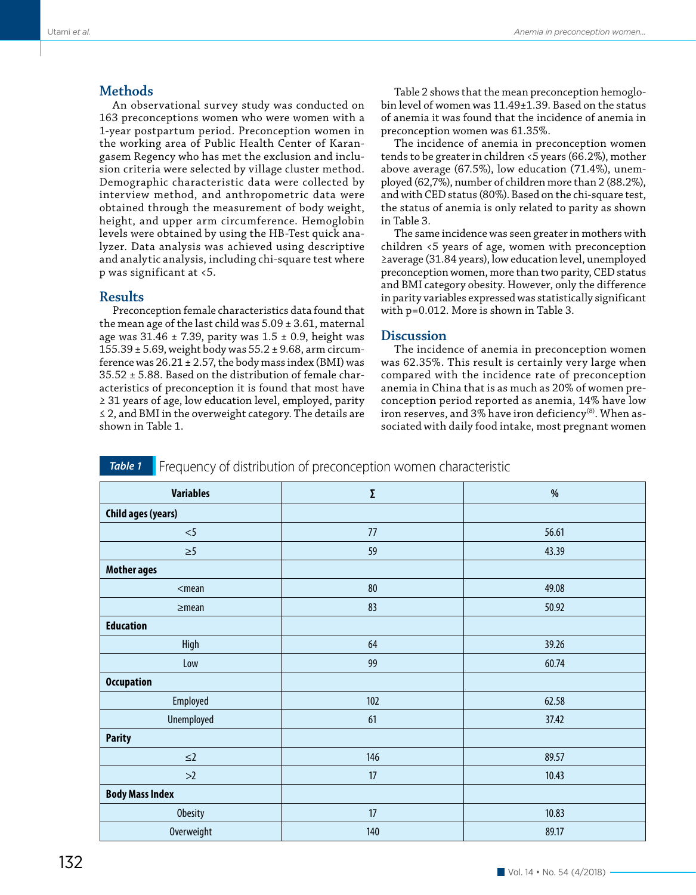## Methods

An observational survey study was conducted on 163 preconceptions women who were women with a 1-year postpartum period. Preconception women in the working area of Public Health Center of Karangasem Regency who has met the exclusion and inclusion criteria were selected by village cluster method. Demographic characteristic data were collected by interview method, and anthropometric data were obtained through the measurement of body weight, height, and upper arm circumference. Hemoglobin levels were obtained by using the HB-Test quick analyzer. Data analysis was achieved using descriptive and analytic analysis, including chi-square test where p was significant at <5.

## Results

Preconception female characteristics data found that the mean age of the last child was 5.09 ± 3.61, maternal age was 31.46 ± 7.39, parity was 1.5 ± 0.9, height was 155.39 ± 5.69, weight body was 55.2 ± 9.68, arm circumference was 26.21 ± 2.57, the body mass index (BMI) was 35.52 ± 5.88. Based on the distribution of female characteristics of preconception it is found that most have ≥ 31 years of age, low education level, employed, parity ≤ 2, and BMI in the overweight category. The details are shown in Table 1.

Table 2 shows that the mean preconception hemoglobin level of women was 11.49±1.39. Based on the status of anemia it was found that the incidence of anemia in preconception women was 61.35%.

The incidence of anemia in preconception women tends to be greater in children <5 years (66.2%), mother above average (67.5%), low education (71.4%), unemployed (62,7%), number of children more than 2 (88.2%), and with CED status (80%). Based on the chi-square test, the status of anemia is only related to parity as shown in Table 3.

The same incidence was seen greater in mothers with children <5 years of age, women with preconception ≥average (31.84 years), low education level, unemployed preconception women, more than two parity, CED status and BMI category obesity. However, only the difference in parity variables expressed was statistically significant with p=0.012. More is shown in Table 3.

## Discussion

The incidence of anemia in preconception women was 62.35%. This result is certainly very large when compared with the incidence rate of preconception anemia in China that is as much as 20% of women preconception period reported as anemia, 14% have low iron reserves, and 3% have iron deficiency[8]. When associated with daily food intake, most pregnant women

**Table 1** Frequency of distribution of preconception women characteristic

| Variables | Σ | % |
|---|---|---|
| **Child ages (years)** | | |
| <5 | 77 | 56.61 |
| ≥5 | 59 | 43.39 |
| **Mother ages** | | |
| <mean | 80 | 49.08 |
| ≥mean | 83 | 50.92 |
| **Education** | | |
| High | 64 | 39.26 |
| Low | 99 | 60.74 |
| **Occupation** | | |
| Employed | 102 | 62.58 |
| Unemployed | 61 | 37.42 |
| **Parity** | | |
| ≤2 | 146 | 89.57 |
| >2 | 17 | 10.43 |
| **Body Mass Index** | | |
| Obesity | 17 | 10.83 |
| Overweight | 140 | 89.17 |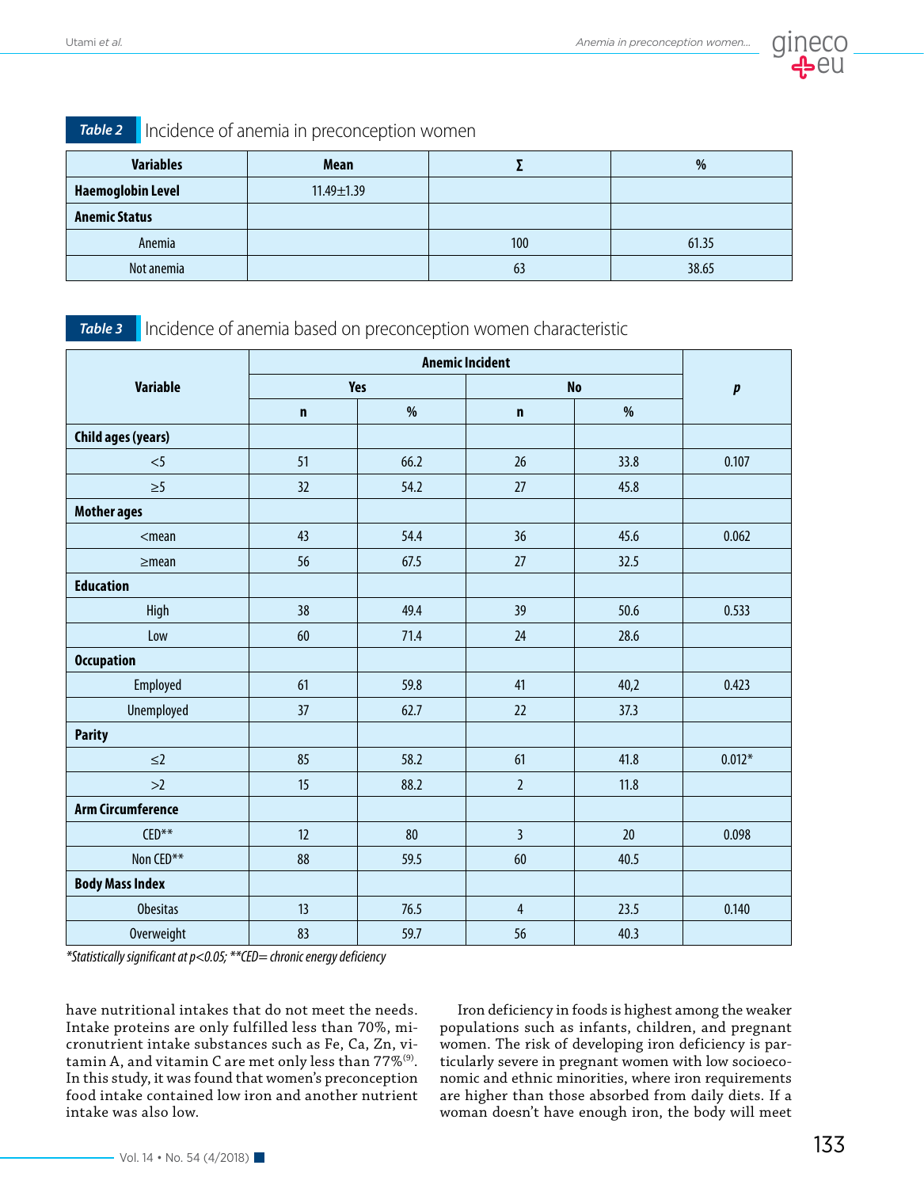**Table 2** Incidence of anemia in preconception women

| Variables | Mean | ∑ | % |
|---|---|---|---|
| **Haemoglobin Level** | 11.49±1.39 | | |
| **Anemic Status** | | | |
| Anemia | | 100 | 61.35 |
| Not anemia | | 63 | 38.65 |

**Table 3** Incidence of anemia based on preconception women characteristic

| Variable | Anemic Incident | | | | p |
|---|---|---|---|---|---|
| | Yes | | No | | |
| | n | % | n | % | |
| **Child ages (years)** | | | | | |
| <5 | 51 | 66.2 | 26 | 33.8 | 0.107 |
| ≥5 | 32 | 54.2 | 27 | 45.8 | |
| **Mother ages** | | | | | |
| <mean | 43 | 54.4 | 36 | 45.6 | 0.062 |
| ≥mean | 56 | 67.5 | 27 | 32.5 | |
| **Education** | | | | | |
| High | 38 | 49.4 | 39 | 50.6 | 0.533 |
| Low | 60 | 71.4 | 24 | 28.6 | |
| **Occupation** | | | | | |
| Employed | 61 | 59.8 | 41 | 40,2 | 0.423 |
| Unemployed | 37 | 62.7 | 22 | 37.3 | |
| **Parity** | | | | | |
| ≤2 | 85 | 58.2 | 61 | 41.8 | 0.012* |
| >2 | 15 | 88.2 | 2 | 11.8 | |
| **Arm Circumference** | | | | | |
| CED** | 12 | 80 | 3 | 20 | 0.098 |
| Non CED** | 88 | 59.5 | 60 | 40.5 | |
| **Body Mass Index** | | | | | |
| Obesitas | 13 | 76.5 | 4 | 23.5 | 0.140 |
| Overweight | 83 | 59.7 | 56 | 40.3 | |

*\*Statistically significant at p<0.05; \*\*CED= chronic energy deficiency*

have nutritional intakes that do not meet the needs. Intake proteins are only fulfilled less than 70%, micronutrient intake substances such as Fe, Ca, Zn, vitamin A, and vitamin C are met only less than 77%[9]. In this study, it was found that women's preconception food intake contained low iron and another nutrient intake was also low.

Iron deficiency in foods is highest among the weaker populations such as infants, children, and pregnant women. The risk of developing iron deficiency is particularly severe in pregnant women with low socioeconomic and ethnic minorities, where iron requirements are higher than those absorbed from daily diets. If a woman doesn't have enough iron, the body will meet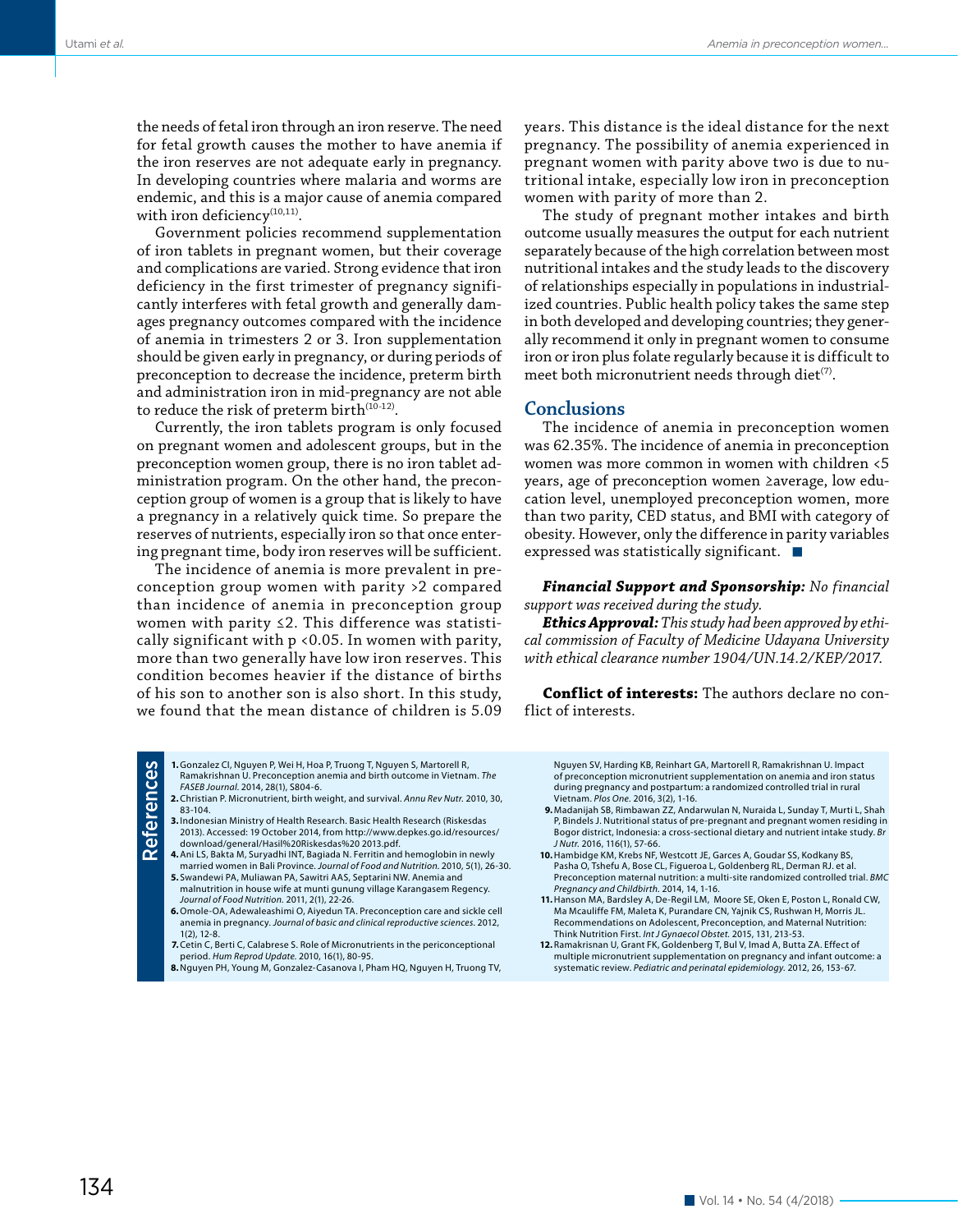the needs of fetal iron through an iron reserve. The need for fetal growth causes the mother to have anemia if the iron reserves are not adequate early in pregnancy. In developing countries where malaria and worms are endemic, and this is a major cause of anemia compared with iron deficiency[10,11].

Government policies recommend supplementation of iron tablets in pregnant women, but their coverage and complications are varied. Strong evidence that iron deficiency in the first trimester of pregnancy significantly interferes with fetal growth and generally damages pregnancy outcomes compared with the incidence of anemia in trimesters 2 or 3. Iron supplementation should be given early in pregnancy, or during periods of preconception to decrease the incidence, preterm birth and administration iron in mid-pregnancy are not able to reduce the risk of preterm birth[10-12].

Currently, the iron tablets program is only focused on pregnant women and adolescent groups, but in the preconception women group, there is no iron tablet administration program. On the other hand, the preconception group of women is a group that is likely to have a pregnancy in a relatively quick time. So prepare the reserves of nutrients, especially iron so that once entering pregnant time, body iron reserves will be sufficient.

The incidence of anemia is more prevalent in preconception group women with parity >2 compared than incidence of anemia in preconception group women with parity ≤2. This difference was statistically significant with $p < 0.05$. In women with parity, more than two generally have low iron reserves. This condition becomes heavier if the distance of births of his son to another son is also short. In this study, we found that the mean distance of children is 5.09 years. This distance is the ideal distance for the next pregnancy. The possibility of anemia experienced in pregnant women with parity above two is due to nutritional intake, especially low iron in preconception women with parity of more than 2.

The study of pregnant mother intakes and birth outcome usually measures the output for each nutrient separately because of the high correlation between most nutritional intakes and the study leads to the discovery of relationships especially in populations in industrialized countries. Public health policy takes the same step in both developed and developing countries; they generally recommend it only in pregnant women to consume iron or iron plus folate regularly because it is difficult to meet both micronutrient needs through diet[7].

## Conclusions

The incidence of anemia in preconception women was 62.35%. The incidence of anemia in preconception women was more common in women with children <5 years, age of preconception women ≥average, low education level, unemployed preconception women, more than two parity, CED status, and BMI with category of obesity. However, only the difference in parity variables expressed was statistically significant. ■

***Financial Support and Sponsorship:*** *No financial support was received during the study.*

***Ethics Approval:*** *This study had been approved by ethical commission of Faculty of Medicine Udayana University with ethical clearance number 1904/UN.14.2/KEP/2017.*

**Conflict of interests:** The authors declare no conflict of interests.

## References

1. Gonzalez CI, Nguyen P, Wei H, Hoa P, Truong T, Nguyen S, Martorell R, Ramakrishnan U. Preconception anemia and birth outcome in Vietnam. *The FASEB Journal.* 2014, 28(1), S804-6.
2. Christian P. Micronutrient, birth weight, and survival. *Annu Rev Nutr.* 2010, 30, 83-104.
3. Indonesian Ministry of Health Research. Basic Health Research (Riskesdas 2013). Accessed: 19 October 2014, from http://www.depkes.go.id/resources/download/general/Hasil%20Riskesdas%20 2013.pdf.
4. Ani LS, Bakta M, Suryadhi INT, Bagiada N. Ferritin and hemoglobin in newly married women in Bali Province. *Journal of Food and Nutrition.* 2010, 5(1), 26-30.
5. Swandewi PA, Muliawan PA, Sawitri AAS, Septarini NW. Anemia and malnutrition in house wife at munti gunung village Karangasem Regency. *Journal of Food Nutrition.* 2011, 2(1), 22-26.
6. Omole-OA, Adewaleashimi O, Aiyedun TA. Preconception care and sickle cell anemia in pregnancy. *Journal of basic and clinical reproductive sciences.* 2012, 1(2), 12-8.
7. Cetin C, Berti C, Calabrese S. Role of Micronutrients in the periconceptional period. *Hum Reprod Update.* 2010, 16(1), 80-95.
8. Nguyen PH, Young M, Gonzalez-Casanova I, Pham HQ, Nguyen H, Truong TV, Nguyen SV, Harding KB, Reinhart GA, Martorell R, Ramakrishnan U. Impact of preconception micronutrient supplementation on anemia and iron status during pregnancy and postpartum: a randomized controlled trial in rural Vietnam. *Plos One.* 2016, 3(2), 1-16.
9. Madanijah SB, Rimbawan ZZ, Andarwulan N, Nuraida L, Sunday T, Murti L, Shah P, Bindels J. Nutritional status of pre-pregnant and pregnant women residing in Bogor district, Indonesia: a cross-sectional dietary and nutrient intake study. *Br J Nutr.* 2016, 116(1), 57-66.
10. Hambidge KM, Krebs NF, Westcott JE, Garces A, Goudar SS, Kodkany BS, Pasha O, Tshefu A, Bose CL, Figueroa L, Goldenberg RL, Derman RJ. et al. Preconception maternal nutrition: a multi-site randomized controlled trial. *BMC Pregnancy and Childbirth.* 2014, 14, 1-16.
11. Hanson MA, Bardsley A, De-Regil LM, Moore SE, Oken E, Poston L, Ronald CW, Ma Mcauliffe FM, Maleta K, Purandare CN, Yajnik CS, Rushwan H, Morris JL. Recommendations on Adolescent, Preconception, and Maternal Nutrition: Think Nutrition First. *Int J Gynaecol Obstet.* 2015, 131, 213-53.
12. Ramakrisnan U, Grant FK, Goldenberg T, Bul V, Imad A, Butta ZA. Effect of multiple micronutrient supplementation on pregnancy and infant outcome: a systematic review. *Pediatric and perinatal epidemiology.* 2012, 26, 153-67.